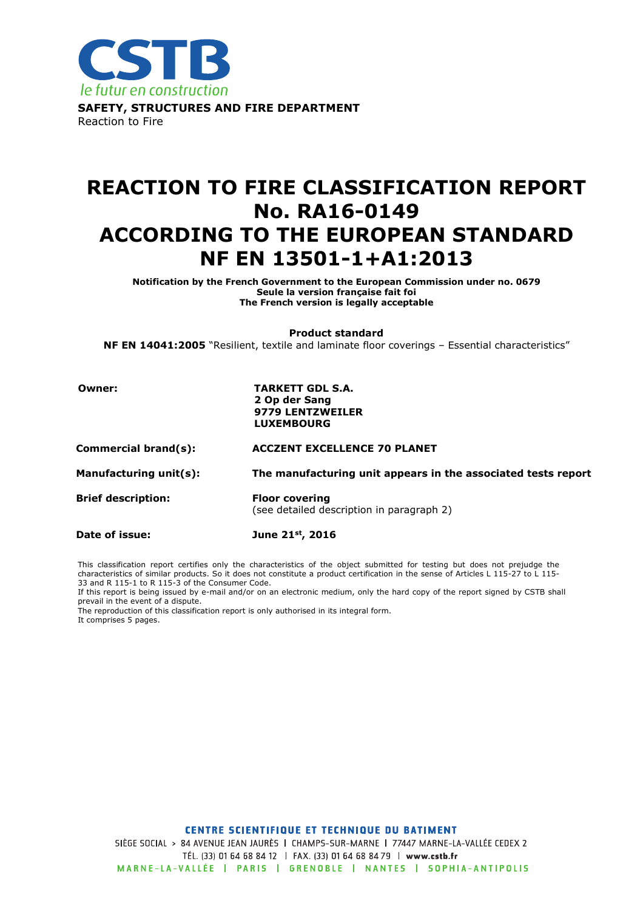CSTB

*le futur en construction*

**SAFETY, STRUCTURES AND FIRE DEPARTMENT**

Reaction to Fire

# REACTION TO FIRE CLASSIFICATION REPORT No. RA16-0149 ACCORDING TO THE EUROPEAN STANDARD NF EN 13501-1+A1:2013

**Notification by the French Government to the European Commission under no. 0679**
**Seule la version française fait foi**
**The French version is legally acceptable**

**Product standard**

**NF EN 14041:2005** "Resilient, textile and laminate floor coverings – Essential characteristics"

| | |
|---|---|
| **Owner:** | **TARKETT GDL S.A.**<br>**2 Op der Sang**<br>**9779 LENTZWEILER**<br>**LUXEMBOURG** |
| **Commercial brand(s):** | **ACCZENT EXCELLENCE 70 PLANET** |
| **Manufacturing unit(s):** | **The manufacturing unit appears in the associated tests report** |
| **Brief description:** | **Floor covering**<br>(see detailed description in paragraph 2) |
| **Date of issue:** | **June 21st, 2016** |

This classification report certifies only the characteristics of the object submitted for testing but does not prejudge the characteristics of similar products. So it does not constitute a product certification in the sense of Articles L 115-27 to L 115-33 and R 115-1 to R 115-3 of the Consumer Code.
If this report is being issued by e-mail and/or on an electronic medium, only the hard copy of the report signed by CSTB shall prevail in the event of a dispute.
The reproduction of this classification report is only authorised in its integral form.
It comprises 5 pages.

**CENTRE SCIENTIFIQUE ET TECHNIQUE DU BATIMENT**
SIÈGE SOCIAL > 84 AVENUE JEAN JAURÈS | CHAMPS-SUR-MARNE | 77447 MARNE-LA-VALLÉE CEDEX 2
TÉL. (33) 01 64 68 84 12 | FAX. (33) 01 64 68 84 79 | **www.cstb.fr**
MARNE-LA-VALLÉE | PARIS | GRENOBLE | NANTES | SOPHIA-ANTIPOLIS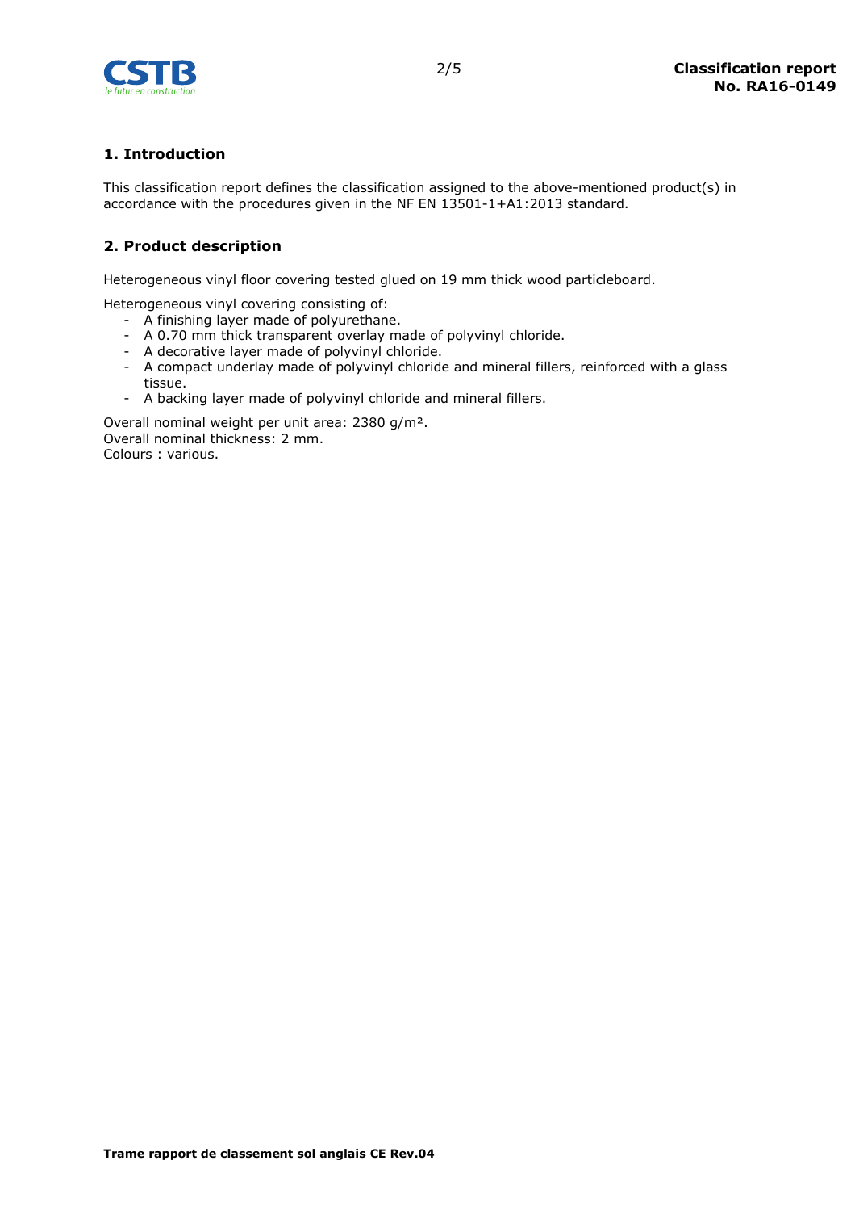## 1. Introduction

This classification report defines the classification assigned to the above-mentioned product(s) in accordance with the procedures given in the NF EN 13501-1+A1:2013 standard.

## 2. Product description

Heterogeneous vinyl floor covering tested glued on 19 mm thick wood particleboard.

Heterogeneous vinyl covering consisting of:

- A finishing layer made of polyurethane.
- A 0.70 mm thick transparent overlay made of polyvinyl chloride.
- A decorative layer made of polyvinyl chloride.
- A compact underlay made of polyvinyl chloride and mineral fillers, reinforced with a glass tissue.
- A backing layer made of polyvinyl chloride and mineral fillers.

Overall nominal weight per unit area: 2380 g/m².
Overall nominal thickness: 2 mm.
Colours : various.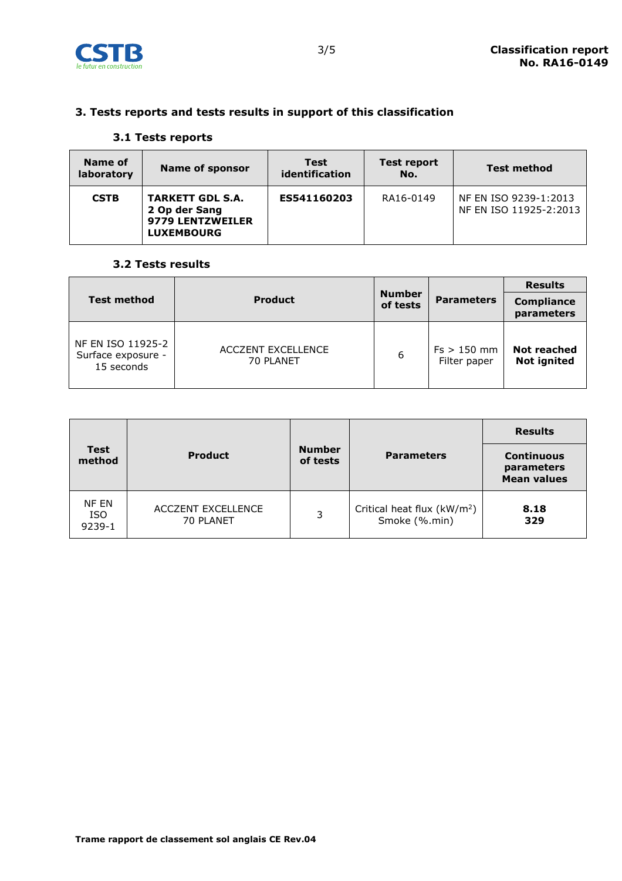## 3. Tests reports and tests results in support of this classification

### 3.1 Tests reports

| Name of laboratory | Name of sponsor | Test identification | Test report No. | Test method |
|---|---|---|---|---|
| **CSTB** | **TARKETT GDL S.A.**<br>**2 Op der Sang**<br>**9779 LENTZWEILER**<br>**LUXEMBOURG** | **ES541160203** | RA16-0149 | NF EN ISO 9239-1:2013<br>NF EN ISO 11925-2:2013 |

### 3.2 Tests results

| Test method | Product | Number of tests | Parameters | Results |
|---|---|---|---|---|
| | | | | Compliance parameters |
| NF EN ISO 11925-2<br>Surface exposure - 15 seconds | ACCZENT EXCELLENCE<br>70 PLANET | 6 | Fs > 150 mm<br>Filter paper | **Not reached**<br>**Not ignited** |

| Test method | Product | Number of tests | Parameters | Results |
|---|---|---|---|---|
| | | | | Continuous parameters<br>Mean values |
| NF EN ISO 9239-1 | ACCZENT EXCELLENCE<br>70 PLANET | 3 | Critical heat flux ($kW/m^2$)<br>Smoke (%.min) | **8.18**<br>**329** |

**Trame rapport de classement sol anglais CE Rev.04**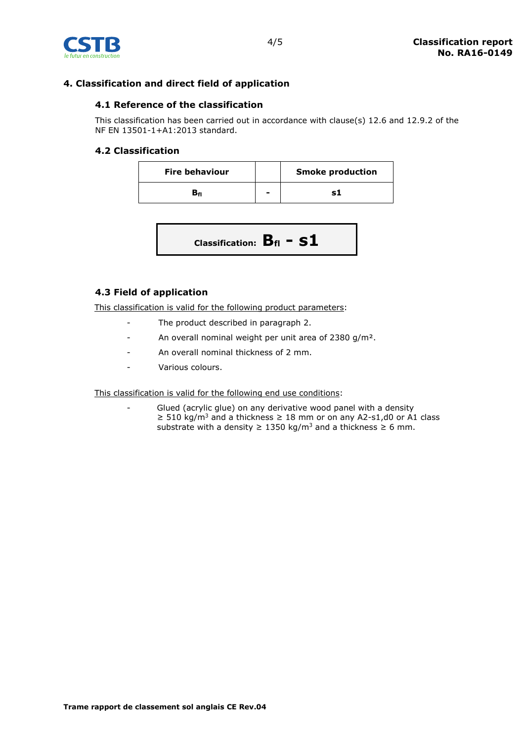## 4. Classification and direct field of application

### 4.1 Reference of the classification

This classification has been carried out in accordance with clause(s) 12.6 and 12.9.2 of the NF EN 13501-1+A1:2013 standard.

### 4.2 Classification

| Fire behaviour | | Smoke production |
|---|---|---|
| $B_{fl}$ | - | s1 |

**Classification: $B_{fl}$ - s1**

### 4.3 Field of application

This classification is valid for the following product parameters:

- The product described in paragraph 2.
- An overall nominal weight per unit area of 2380 g/m².
- An overall nominal thickness of 2 mm.
- Various colours.

This classification is valid for the following end use conditions:

- Glued (acrylic glue) on any derivative wood panel with a density ≥ 510 kg/m³ and a thickness ≥ 18 mm or on any A2-s1,d0 or A1 class substrate with a density ≥ 1350 kg/m³ and a thickness ≥ 6 mm.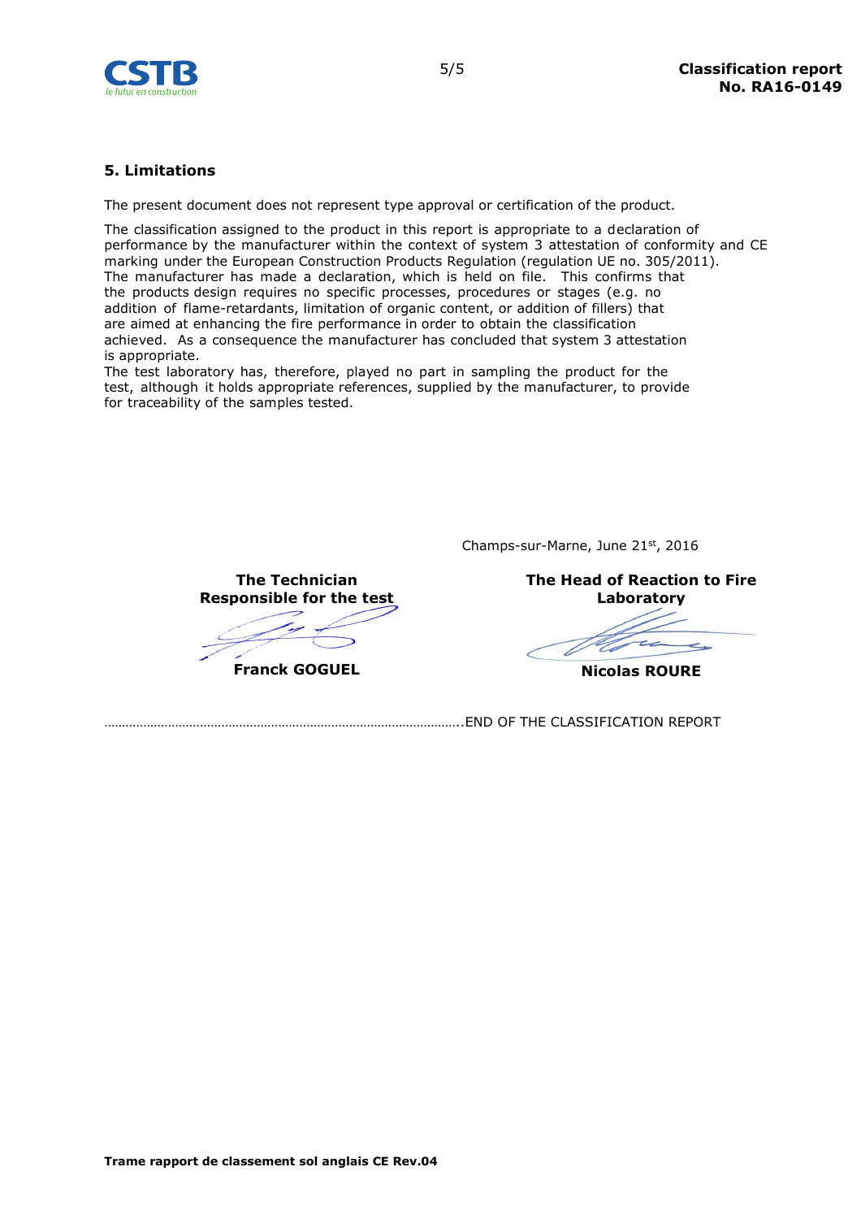## 5. Limitations

The present document does not represent type approval or certification of the product.

The classification assigned to the product in this report is appropriate to a declaration of performance by the manufacturer within the context of system 3 attestation of conformity and CE marking under the European Construction Products Regulation (regulation UE no. 305/2011). The manufacturer has made a declaration, which is held on file. This confirms that the products design requires no specific processes, procedures or stages (e.g. no addition of flame-retardants, limitation of organic content, or addition of fillers) that are aimed at enhancing the fire performance in order to obtain the classification achieved. As a consequence the manufacturer has concluded that system 3 attestation is appropriate.
The test laboratory has, therefore, played no part in sampling the product for the test, although it holds appropriate references, supplied by the manufacturer, to provide for traceability of the samples tested.

Champs-sur-Marne, June 21st, 2016

| | |
|---|---|
| **The Technician Responsible for the test** | **The Head of Reaction to Fire Laboratory** |
| **Franck GOGUEL** | **Nicolas ROURE** |

……………………………………………………………………………………..END OF THE CLASSIFICATION REPORT

**Trame rapport de classement sol anglais CE Rev.04**